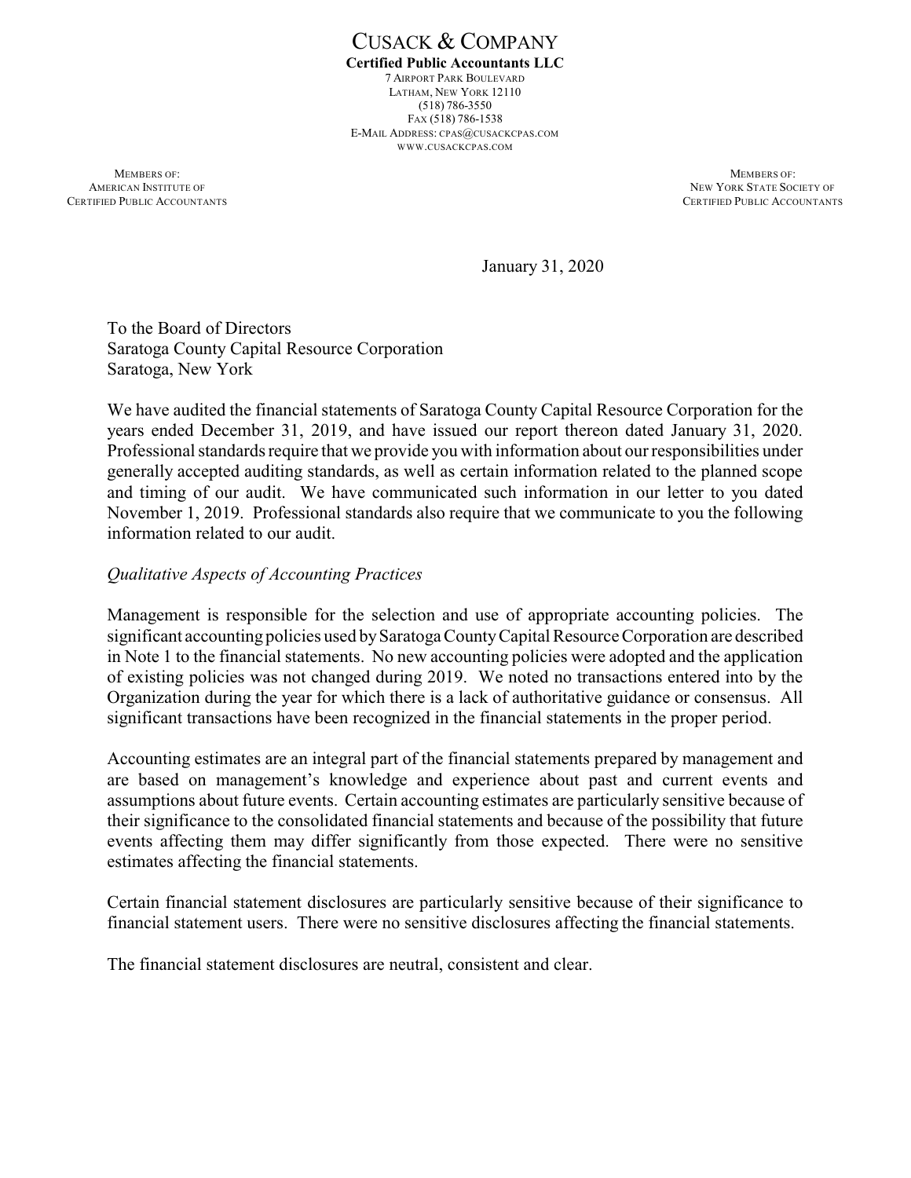# CUSACK & COMPANY

**Certified Public Accountants LLC**
7 AIRPORT PARK BOULEVARD
LATHAM, NEW YORK 12110
(518) 786-3550
FAX (518) 786-1538
E-MAIL ADDRESS: CPAS@CUSACKCPAS.COM
WWW.CUSACKCPAS.COM

MEMBERS OF:
AMERICAN INSTITUTE OF
CERTIFIED PUBLIC ACCOUNTANTS

MEMBERS OF:
NEW YORK STATE SOCIETY OF
CERTIFIED PUBLIC ACCOUNTANTS

January 31, 2020

To the Board of Directors
Saratoga County Capital Resource Corporation
Saratoga, New York

We have audited the financial statements of Saratoga County Capital Resource Corporation for the years ended December 31, 2019, and have issued our report thereon dated January 31, 2020. Professional standards require that we provide you with information about our responsibilities under generally accepted auditing standards, as well as certain information related to the planned scope and timing of our audit. We have communicated such information in our letter to you dated November 1, 2019. Professional standards also require that we communicate to you the following information related to our audit.

*Qualitative Aspects of Accounting Practices*

Management is responsible for the selection and use of appropriate accounting policies. The significant accounting policies used by Saratoga County Capital Resource Corporation are described in Note 1 to the financial statements. No new accounting policies were adopted and the application of existing policies was not changed during 2019. We noted no transactions entered into by the Organization during the year for which there is a lack of authoritative guidance or consensus. All significant transactions have been recognized in the financial statements in the proper period.

Accounting estimates are an integral part of the financial statements prepared by management and are based on management's knowledge and experience about past and current events and assumptions about future events. Certain accounting estimates are particularly sensitive because of their significance to the consolidated financial statements and because of the possibility that future events affecting them may differ significantly from those expected. There were no sensitive estimates affecting the financial statements.

Certain financial statement disclosures are particularly sensitive because of their significance to financial statement users. There were no sensitive disclosures affecting the financial statements.

The financial statement disclosures are neutral, consistent and clear.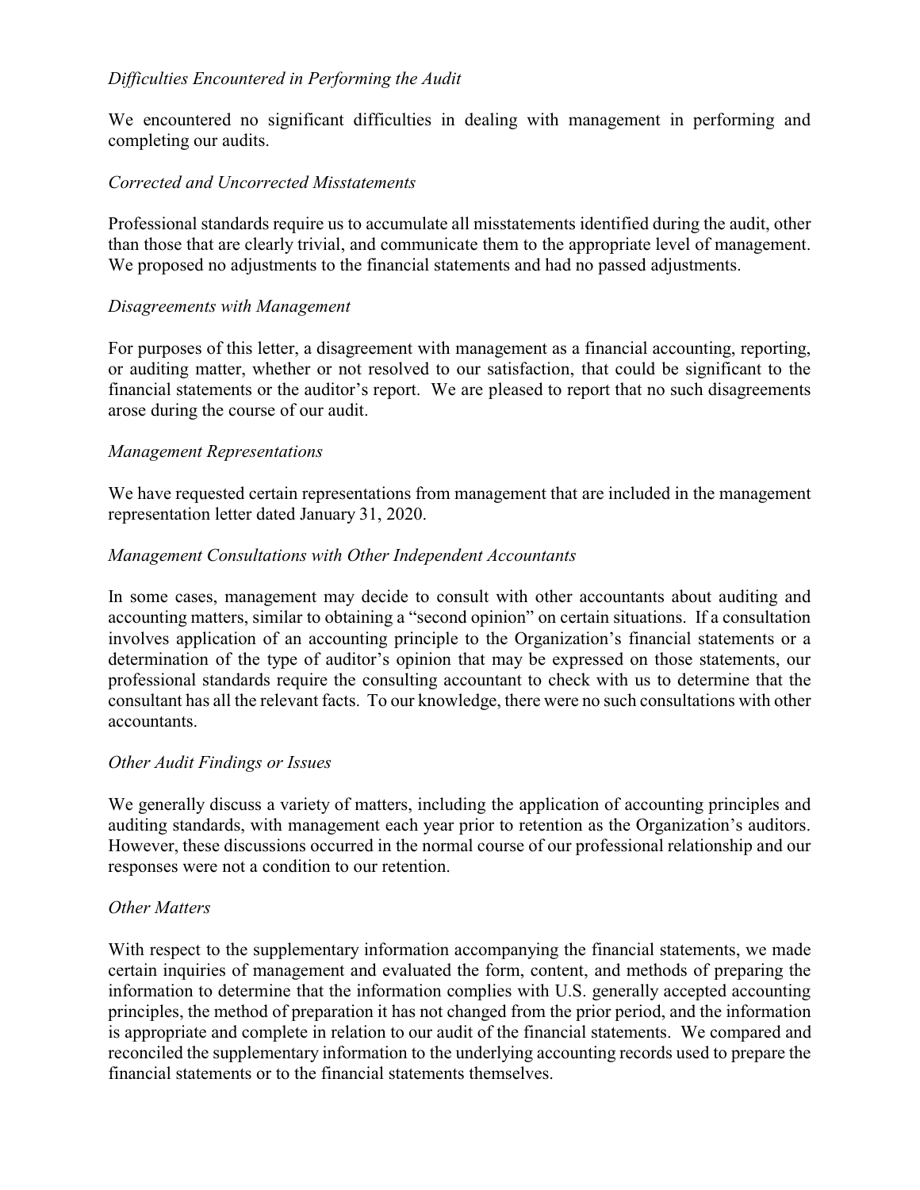*Difficulties Encountered in Performing the Audit*

We encountered no significant difficulties in dealing with management in performing and completing our audits.

*Corrected and Uncorrected Misstatements*

Professional standards require us to accumulate all misstatements identified during the audit, other than those that are clearly trivial, and communicate them to the appropriate level of management. We proposed no adjustments to the financial statements and had no passed adjustments.

*Disagreements with Management*

For purposes of this letter, a disagreement with management as a financial accounting, reporting, or auditing matter, whether or not resolved to our satisfaction, that could be significant to the financial statements or the auditor's report. We are pleased to report that no such disagreements arose during the course of our audit.

*Management Representations*

We have requested certain representations from management that are included in the management representation letter dated January 31, 2020.

*Management Consultations with Other Independent Accountants*

In some cases, management may decide to consult with other accountants about auditing and accounting matters, similar to obtaining a "second opinion" on certain situations. If a consultation involves application of an accounting principle to the Organization's financial statements or a determination of the type of auditor's opinion that may be expressed on those statements, our professional standards require the consulting accountant to check with us to determine that the consultant has all the relevant facts. To our knowledge, there were no such consultations with other accountants.

*Other Audit Findings or Issues*

We generally discuss a variety of matters, including the application of accounting principles and auditing standards, with management each year prior to retention as the Organization's auditors. However, these discussions occurred in the normal course of our professional relationship and our responses were not a condition to our retention.

*Other Matters*

With respect to the supplementary information accompanying the financial statements, we made certain inquiries of management and evaluated the form, content, and methods of preparing the information to determine that the information complies with U.S. generally accepted accounting principles, the method of preparation it has not changed from the prior period, and the information is appropriate and complete in relation to our audit of the financial statements. We compared and reconciled the supplementary information to the underlying accounting records used to prepare the financial statements or to the financial statements themselves.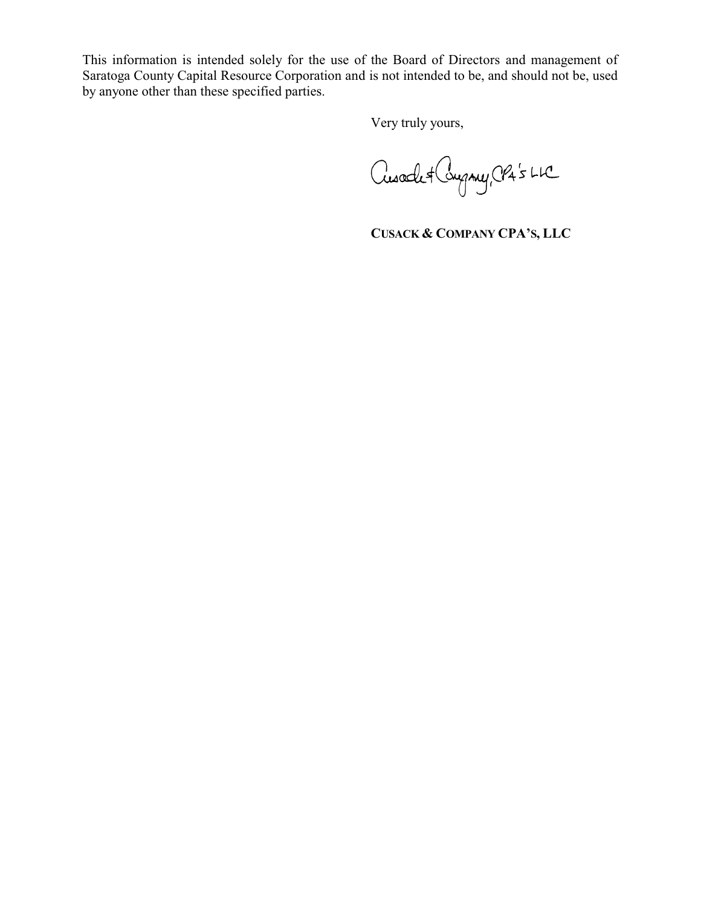This information is intended solely for the use of the Board of Directors and management of Saratoga County Capital Resource Corporation and is not intended to be, and should not be, used by anyone other than these specified parties.

Very truly yours,

Cusack & Company, CPA's LLC

**CUSACK & COMPANY CPA'S, LLC**